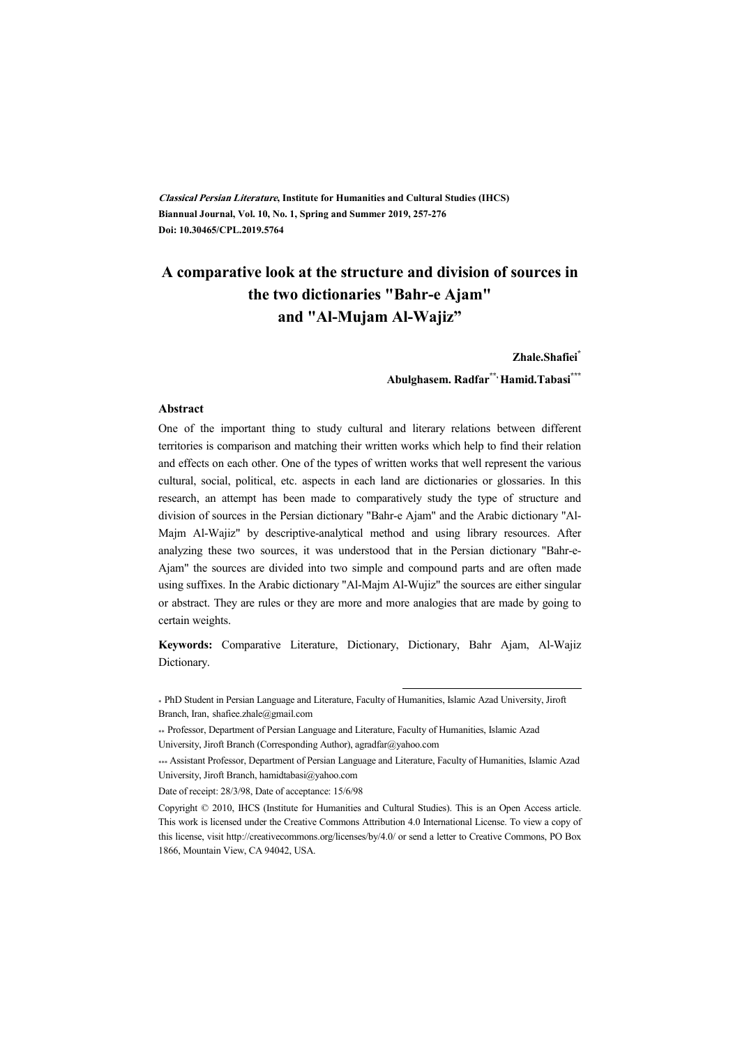*Classical Persian Literature*, **Institute for Humanities and Cultural Studies (IHCS)**
**Biannual Journal, Vol. 10, No. 1, Spring and Summer 2019, 257-276**
**Doi: 10.30465/CPL.2019.5764**

# A comparative look at the structure and division of sources in the two dictionaries "Bahr-e Ajam" and "Al-Mujam Al-Wajiz"

**Zhale.Shafiei***

**Abulghasem. Radfar**, Hamid.Tabasi*****

### Abstract

One of the important thing to study cultural and literary relations between different territories is comparison and matching their written works which help to find their relation and effects on each other. One of the types of written works that well represent the various cultural, social, political, etc. aspects in each land are dictionaries or glossaries. In this research, an attempt has been made to comparatively study the type of structure and division of sources in the Persian dictionary "Bahr-e Ajam" and the Arabic dictionary "Al-Majm Al-Wajiz" by descriptive-analytical method and using library resources. After analyzing these two sources, it was understood that in the Persian dictionary "Bahr-e-Ajam" the sources are divided into two simple and compound parts and are often made using suffixes. In the Arabic dictionary "Al-Majm Al-Wujiz" the sources are either singular or abstract. They are rules or they are more and more analogies that are made by going to certain weights.

**Keywords:** Comparative Literature, Dictionary, Dictionary, Bahr Ajam, Al-Wajiz Dictionary.

---

\* PhD Student in Persian Language and Literature, Faculty of Humanities, Islamic Azad University, Jiroft Branch, Iran, shafiee.zhale@gmail.com

\*\* Professor, Department of Persian Language and Literature, Faculty of Humanities, Islamic Azad University, Jiroft Branch (Corresponding Author), agradfar@yahoo.com

\*\*\* Assistant Professor, Department of Persian Language and Literature, Faculty of Humanities, Islamic Azad University, Jiroft Branch, hamidtabasi@yahoo.com

Date of receipt: 28/3/98, Date of acceptance: 15/6/98

Copyright © 2010, IHCS (Institute for Humanities and Cultural Studies). This is an Open Access article. This work is licensed under the Creative Commons Attribution 4.0 International License. To view a copy of this license, visit http://creativecommons.org/licenses/by/4.0/ or send a letter to Creative Commons, PO Box 1866, Mountain View, CA 94042, USA.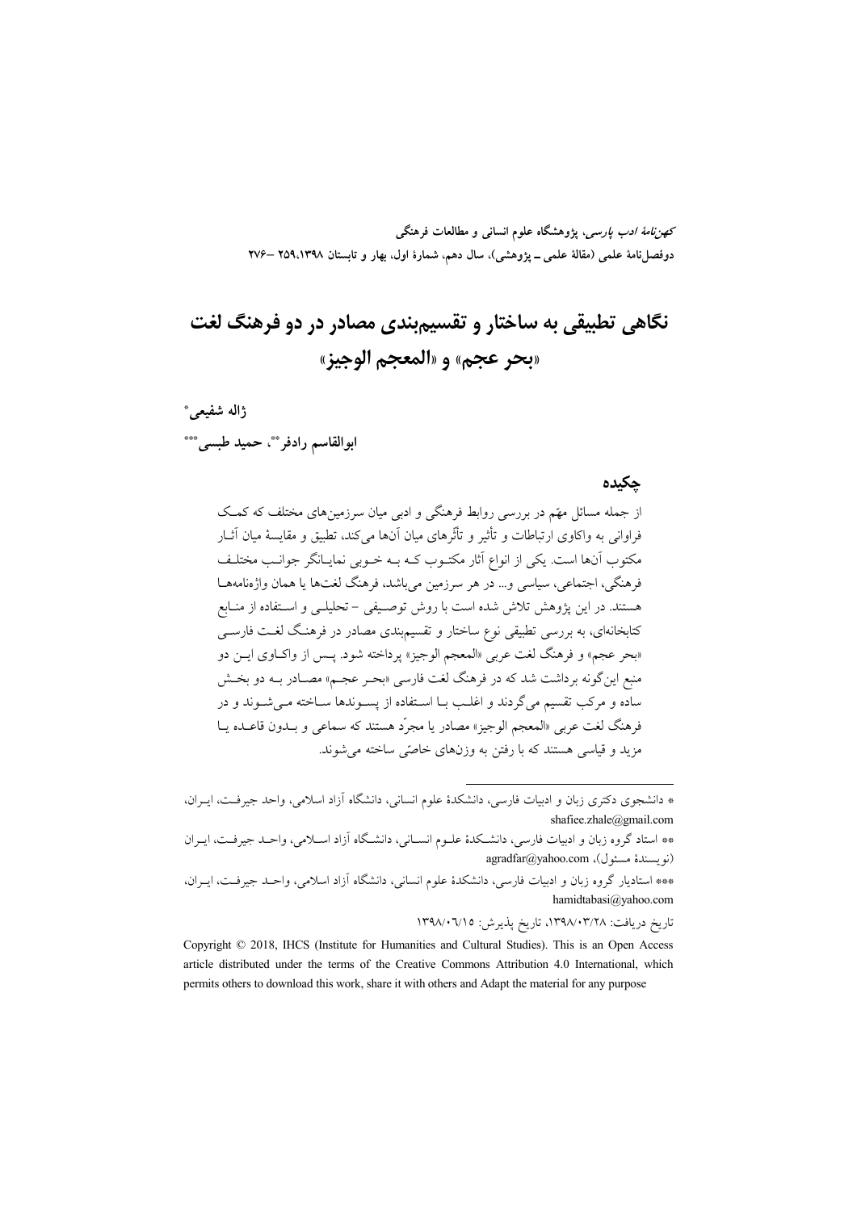# نگاهی تطبیقی به ساختار و تقسیم‌بندی مصادر در دو فرهنگ لغت «بحر عجم» و «المعجم الوجیز»

**ژاله شفیعی***

**ابوالقاسم رادفر****، **حمید طبسی*****

## چکیده

از جمله مسائل مهمّ در بررسی روابط فرهنگی و ادبی میان سرزمین‌های مختلف که کمک فراوانی به واکاوی ارتباطات و تأثیر و تأثّرهای میان آن‌ها می‌کند، تطبیق و مقایسهٔ میان آثار مکتوب آن‌ها است. یکی از انواع آثار مکتوب که به خوبی نمایانگر جوانب مختلف فرهنگی، اجتماعی، سیاسی و... در هر سرزمین می‌باشد، فرهنگ لغت‌ها یا همان واژه‌نامه‌ها هستند. در این پژوهش تلاش شده است با روش توصیفی - تحلیلی و استفاده از منابع کتابخانه‌ای، به بررسی تطبیقی نوع ساختار و تقسیم‌بندی مصادر در فرهنگ لغت فارسی «بحر عجم» و فرهنگ لغت عربی «المعجم الوجیز» پرداخته شود. پس از واکاوی این دو منبع این‌گونه برداشت شد که در فرهنگ لغت فارسی «بحر عجم» مصادر به دو بخش ساده و مرکب تقسیم می‌گردند و اغلب با استفاده از پسوندها ساخته می‌شوند و در فرهنگ لغت عربی «المعجم الوجیز» مصادر یا مجرّد هستند که سماعی و بدون قاعده یا مزید و قیاسی هستند که با رفتن به وزن‌های خاصّی ساخته می‌شوند.

---

* دانشجوی دکتری زبان و ادبیات فارسی، دانشکدهٔ علوم انسانی، دانشگاه آزاد اسلامی، واحد جیرفت، ایران، shafiee.zhale@gmail.com

** استاد گروه زبان و ادبیات فارسی، دانشکدهٔ علوم انسانی، دانشگاه آزاد اسلامی، واحد جیرفت، ایران (نویسندهٔ مسئول)، agradfar@yahoo.com

*** استادیار گروه زبان و ادبیات فارسی، دانشکدهٔ علوم انسانی، دانشگاه آزاد اسلامی، واحد جیرفت، ایران، hamidtabasi@yahoo.com

تاریخ دریافت: ۱۳۹۸/۰۳/۲۸، تاریخ پذیرش: ۱۳۹۸/۰۶/۱۵

Copyright © 2018, IHCS (Institute for Humanities and Cultural Studies). This is an Open Access article distributed under the terms of the Creative Commons Attribution 4.0 International, which permits others to download this work, share it with others and Adapt the material for any purpose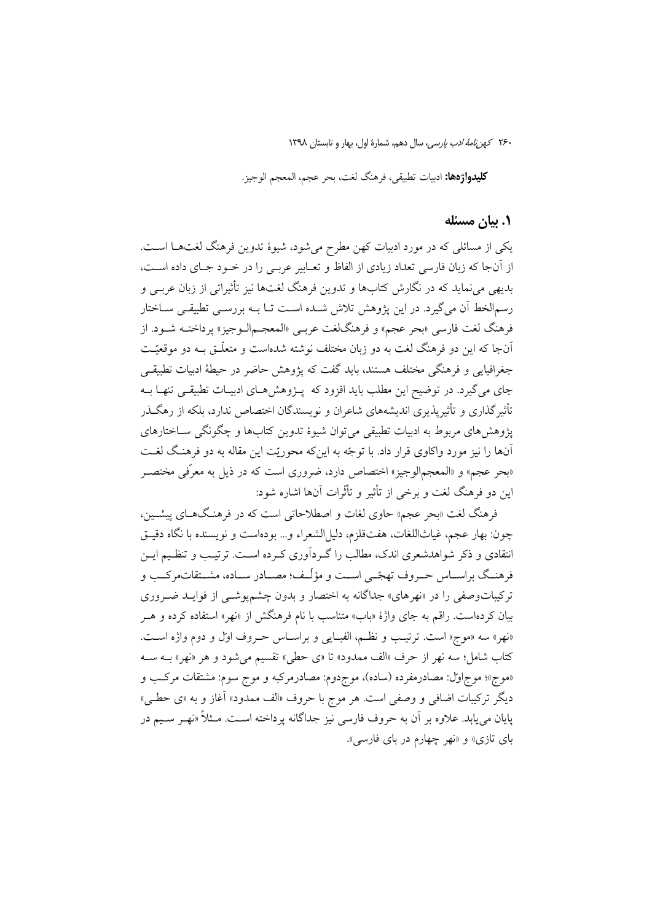**کلیدواژه‌ها:** ادبیات تطبیقی، فرهنگ لغت، بحر عجم، المعجم الوجیز.

## ۱. بیان مسئله

یکی از مسائلی که در مورد ادبیات کهن مطرح می‌شود، شیوهٔ تدوین فرهنگ لغت‌ها است. از آن‌جا که زبان فارسی تعداد زیادی از الفاظ و تعابیر عربی را در خود جای داده است، بدیهی می‌نماید که در نگارش کتاب‌ها و تدوین فرهنگ لغت‌ها نیز تأثیراتی از زبان عربی و رسم‌الخط آن می‌گیرد. در این پژوهش تلاش شده است تا به بررسی تطبیقی ساختار فرهنگ لغت فارسی «بحر عجم» و فرهنگ‌لغت عربی «المعجم‌الوجیز» پرداخته شود. از آن‌جا که این دو فرهنگ لغت به دو زبان مختلف نوشته شده‌است و متعلّق به دو موقعیّت جغرافیایی و فرهنگی مختلف هستند، باید گفت که پژوهش حاضر در حیطهٔ ادبیات تطبیقی جای می‌گیرد. در توضیح این مطلب باید افزود که پژوهش‌های ادبیات تطبیقی تنها به تأثیرگذاری و تأثیرپذیری اندیشه‌های شاعران و نویسندگان اختصاص ندارد، بلکه از رهگذر پژوهش‌های مربوط به ادبیات تطبیقی می‌توان شیوهٔ تدوین کتاب‌ها و چگونگی ساختارهای آن‌ها را نیز مورد واکاوی قرار داد. با توجّه به این‌که محوریّت این مقاله به دو فرهنگ لغت «بحر عجم» و «المعجم‌الوجیز» اختصاص دارد، ضروری است که در ذیل به معرّفی مختصر این دو فرهنگ لغت و برخی از تأثیر و تأثّرات آن‌ها اشاره شود:

فرهنگ لغت «بحر عجم» حاوی لغات و اصطلاحاتی است که در فرهنگ‌های پیشین، چون: بهار عجم، غیاث‌اللغات، هفت‌قلزم، دلیل‌الشعراء و... بوده‌است و نویسنده با نگاه دقیق انتقادی و ذکر شواهدشعری اندک، مطالب را گردآوری کرده است. ترتیب و تنظیم این فرهنگ براساس حروف تهجّی است و مؤلّف؛ مصادر ساده، مشتقات‌مرکب و ترکیبات‌وصفی را در «نهرهای» جداگانه به اختصار و بدون چشم‌پوشی از فواید ضروری بیان کرده‌است. راقم به جای واژهٔ «باب» متناسب با نام فرهنگش از «نهر» استفاده کرده و هر «نهر» سه «موج» است. ترتیب و نظم، الفبایی و براساس حروف اوّل و دوم واژه است. کتاب شامل؛ سه نهر از حرف «الف ممدود» تا «ی حطی» تقسیم می‌شود و هر «نهر» به سه «موج»؛ موج‌اوّل: مصادرمفرده (ساده)، موج‌دوم: مصادرمرکبه و موج سوم: مشتقات مرکب و دیگر ترکیبات اضافی و وصفی است. هر موج با حروف «الف ممدود» آغاز و به «ی حطی» پایان می‌یابد. علاوه بر آن به حروف فارسی نیز جداگانه پرداخته است. مثلاً «نهر سیم در بای تازی» و «نهر چهارم در بای فارسی».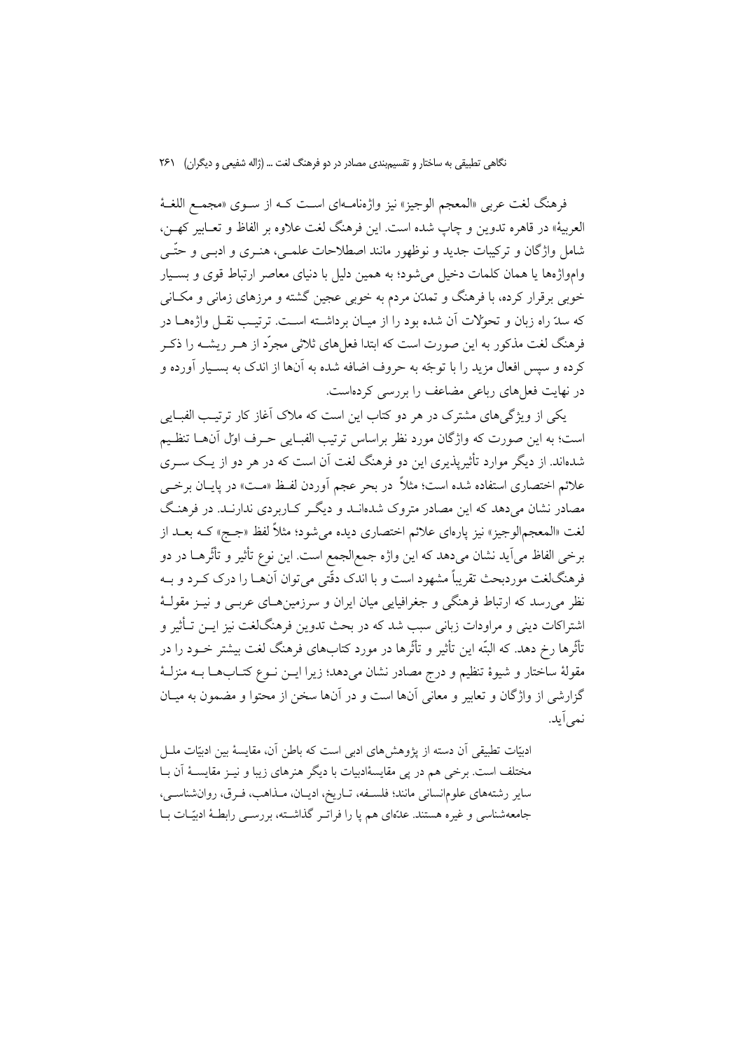فرهنگ لغت عربی «المعجم الوجیز» نیز واژه‌نامه‌ای است که از سوی «مجمع اللغة العربیة» در قاهره تدوین و چاپ شده است. این فرهنگ لغت علاوه بر الفاظ و تعابیر کهن، شامل واژگان و ترکیبات جدید و نوظهور مانند اصطلاحات علمی، هنری و ادبی و حتّی وام‌واژه‌ها یا همان کلمات دخیل می‌شود؛ به همین دلیل با دنیای معاصر ارتباط قوی و بسیار خوبی برقرار کرده، با فرهنگ و تمدّن مردم به خوبی عجین گشته و مرزهای زمانی و مکانی که سدّ راه زبان و تحوّلات آن شده بود را از میان برداشته است. ترتیب نقل واژه‌ها در فرهنگ لغت مذکور به این صورت است که ابتدا فعل‌های ثلاثی مجرّد از هر ریشه را ذکر کرده و سپس افعال مزید را با توجّه به حروف اضافه شده به آن‌ها از اندک به بسیار آورده و در نهایت فعل‌های رباعی مضاعف را بررسی کرده‌است.

یکی از ویژگی‌های مشترک در هر دو کتاب این است که ملاک آغاز کار ترتیب الفبایی است؛ به این صورت که واژگان مورد نظر براساس ترتیب الفبایی حرف اوّل آن‌ها تنظیم شده‌اند. از دیگر موارد تأثیرپذیری این دو فرهنگ لغت آن است که در هر دو از یک سری علائم اختصاری استفاده شده است؛ مثلاً در بحر عجم آوردن لفظ «مت» در پایان برخی مصادر نشان می‌دهد که این مصادر متروک شده‌اند و دیگر کاربردی ندارند. در فرهنگ لغت «المعجم‌الوجیز» نیز پاره‌ای علائم اختصاری دیده می‌شود؛ مثلاً لفظ «جج» که بعد از برخی الفاظ می‌آید نشان می‌دهد که این واژه جمع‌الجمع است. این نوع تأثیر و تأثّرها در دو فرهنگ‌لغت موردبحث تقریباً مشهود است و با اندک دقّتی می‌توان آن‌ها را درک کرد و به نظر می‌رسد که ارتباط فرهنگی و جغرافیایی میان ایران و سرزمین‌های عربی و نیز مقولهٔ اشتراکات دینی و مراودات زبانی سبب شد که در بحث تدوین فرهنگ‌لغت نیز این تأثیر و تأثّرها رخ دهد. که البتّه این تأثیر و تأثّرها در مورد کتاب‌های فرهنگ لغت بیشتر خود را در مقولهٔ ساختار و شیوهٔ تنظیم و درج مصادر نشان می‌دهد؛ زیرا این نوع کتاب‌ها به منزلهٔ گزارشی از واژگان و تعابیر و معانی آن‌ها است و در آن‌ها سخن از محتوا و مضمون به میان نمی‌آید.

> ادبیّات تطبیقی آن دسته از پژوهش‌های ادبی است که باطن آن، مقایسهٔ بین ادبیّات ملل مختلف است. برخی هم در پی مقایسهٔادبیات با دیگر هنرهای زیبا و نیز مقایسهٔ آن با سایر رشته‌های علوم‌انسانی مانند؛ فلسفه، تاریخ، ادیان، مذاهب، فرق، روان‌شناسی، جامعه‌شناسی و غیره هستند. عدّه‌ای هم پا را فراتر گذاشته، بررسی رابطهٔ ادبیّات با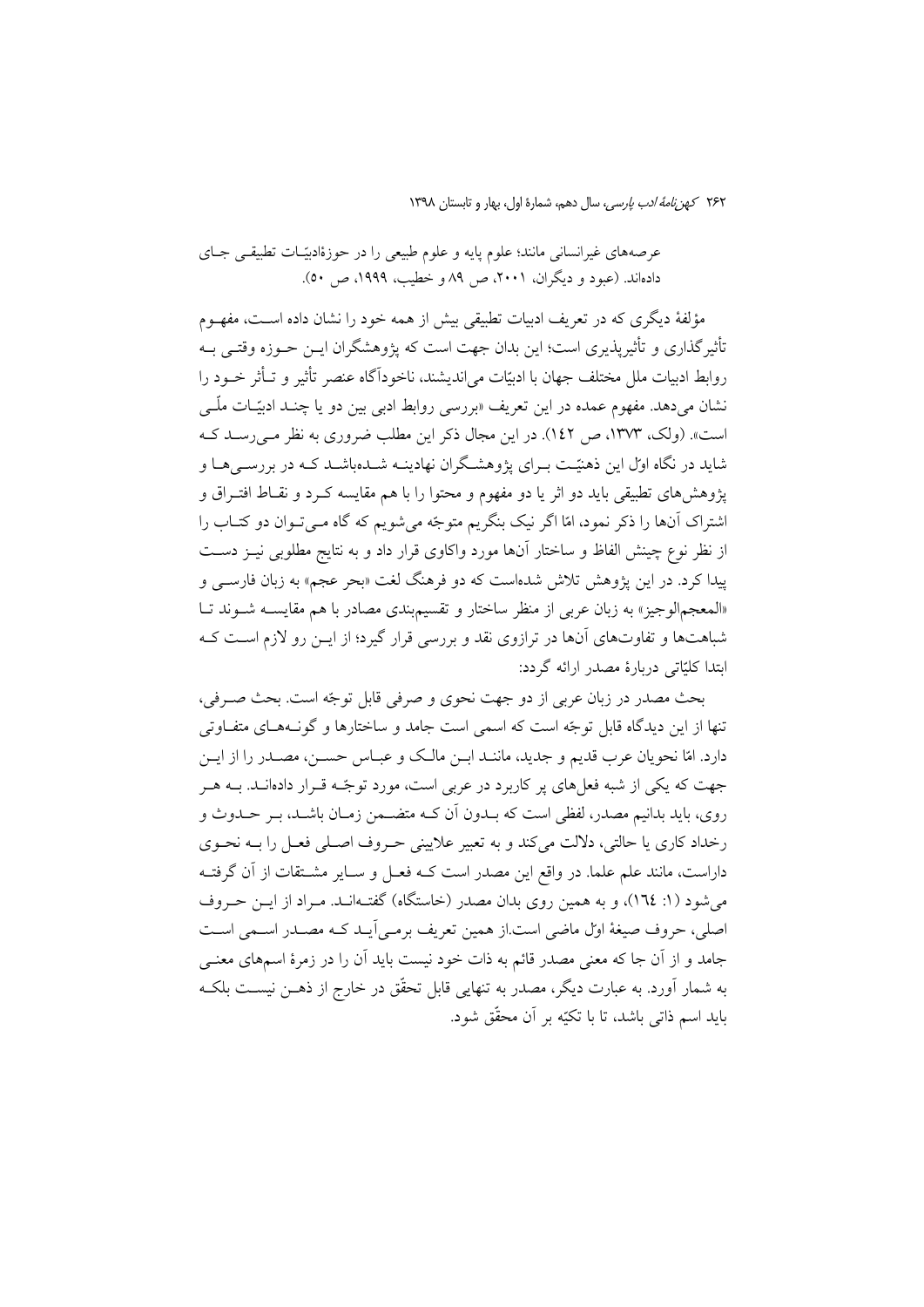عرصه‌های غیرانسانی مانند؛ علوم پایه و علوم طبیعی را در حوزۀادبیّات تطبیقی جای داده‌اند. (عبود و دیگران، ۲۰۰۱، ص ۸۹ و خطیب، ۱۹۹۹، ص ۵۰).

مؤلفۀ دیگری که در تعریف ادبیات تطبیقی بیش از همه خود را نشان داده است، مفهوم تأثیرگذاری و تأثیرپذیری است؛ این بدان جهت است که پژوهشگران این حوزه وقتی به روابط ادبیات ملل مختلف جهان با ادبیّات می‌اندیشند، ناخودآگاه عنصر تأثیر و تأثر خود را نشان می‌دهد. مفهوم عمده در این تعریف «بررسی روابط ادبی بین دو یا چند ادبیّات ملّی است». (ولک، ۱۳۷۳، ص ۱٤۲). در این مجال ذکر این مطلب ضروری به نظر می‌رسد که شاید در نگاه اوّل این ذهنیّت برای پژوهشگران نهادینه شده‌باشد که در بررسی‌ها و پژوهش‌های تطبیقی باید دو اثر یا دو مفهوم و محتوا را با هم مقایسه کرد و نقاط افتراق و اشتراک آن‌ها را ذکر نمود، امّا اگر نیک بنگریم متوجّه می‌شویم که گاه می‌توان دو کتاب را از نظر نوع چینش الفاظ و ساختار آن‌ها مورد واکاوی قرار داد و به نتایج مطلوبی نیز دست پیدا کرد. در این پژوهش تلاش شده‌است که دو فرهنگ لغت «بحر عجم» به زبان فارسی و «المعجم‌الوجیز» به زبان عربی از منظر ساختار و تقسیم‌بندی مصادر با هم مقایسه شوند تا شباهت‌ها و تفاوت‌های آن‌ها در ترازوی نقد و بررسی قرار گیرد؛ از این رو لازم است که ابتدا کلیّاتی دربارۀ مصدر ارائه گردد:

بحث مصدر در زبان عربی از دو جهت نحوی و صرفی قابل توجّه است. بحث صرفی، تنها از این دیدگاه قابل توجّه است که اسمی است جامد و ساختارها و گونه‌های متفاوتی دارد. امّا نحویان عرب قدیم و جدید، مانند ابن مالک و عباس حسن، مصدر را از این جهت که یکی از شبه فعل‌های پر کاربرد در عربی است، مورد توجّه قرار داده‌اند. به هر روی، باید بدانیم مصدر، لفظی است که بدون آن که متضمن زمان باشد، بر حدوث و رخداد کاری یا حالتی، دلالت می‌کند و به تعبیر علایینی حروف اصلی فعل را به نحوی داراست، مانند علم علما. در واقع این مصدر است که فعل و سایر مشتقات از آن گرفته می‌شود (۱: ١٦٤)، و به همین روی بدان مصدر (خاستگاه) گفته‌اند. مراد از این حروف اصلی، حروف صیغۀ اوّل ماضی است.از همین تعریف برمی‌آید که مصدر اسمی است جامد و از آن جا که معنی مصدر قائم به ذات خود نیست باید آن را در زمرۀ اسم‌های معنی به شمار آورد. به عبارت دیگر، مصدر به تنهایی قابل تحقّق در خارج از ذهن نیست بلکه باید اسم ذاتی باشد، تا با تکیّه بر آن محقّق شود.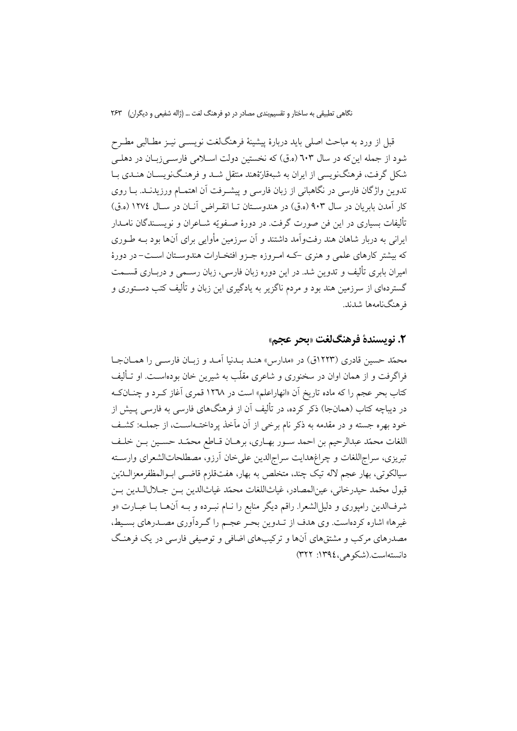قبل از ورد به مباحث اصلی باید دربارهٔ پیشینهٔ فرهنگ‌لغت نویسی نیز مطالبی مطرح شود از جمله این‌که در سال ٦٠٣ (ه.ق) که نخستین دولت اسلامی فارسی‌زبان در دهلی شکل گرفت، فرهنگ‌نویسی از ایران به شبه‌قارّهٔهند منتقل شد و فرهنگ‌نویسان هندی با تدوین واژگان فارسی در نگاهبانی از زبان فارسی و پیشرفت آن اهتمام ورزیدند. با روی کار آمدن بابریان در سال ۹۰۳ (ه.ق) در هندوستان تا انقراض آنان در سال ١٢٧٤ (ه.ق) تألیفات بسیاری در این فن صورت گرفت. در دورهٔ صفویّه شاعران و نویسندگان نامدار ایرانی به دربار شاهان هند رفت‌وآمد داشتند و آن سرزمین مأوایی برای آن‌ها بود به طوری که بیشتر کارهای علمی و هنری -که امروزه جزو افتخارات هندوستان است- در دورهٔ امیران بابری تألیف و تدوین شد. در این دوره زبان فارسی، زبان رسمی و درباری قسمت گسترده‌ای از سرزمین هند بود و مردم ناگزیر به یادگیری این زبان و تألیف کتب دستوری و فرهنگ‌نامه‌ها شدند.

## ۲. نویسندهٔ فرهنگ‌لغت «بحر عجم»

محمّد حسین قادری (١٢٢٣ق) در «مدارس» هند بدنیا آمد و زبان فارسی را همان‌جا فراگرفت و از همان اوان در سخنوری و شاعری مقلّب به شیرین خان بوده‌است. او تألیف کتاب بحر عجم را که ماده تاریخ آن «انهاراعلم» است در ١٢٦٨ قمری آغاز کرد و چنان‌که در دیباچه کتاب (همان‌جا) ذکر کرده، در تألیف آن از فرهنگ‌های فارسی به فارسی پیش از خود بهره جسته و در مقدمه به ذکر نام برخی از آن مآخذ پرداخته‌است، از جمله: کشف اللغات محمّد عبدالرحیم بن احمد سور بهاری، برهان قاطع محمّد حسین بن خلف تبریزی، سراج‌اللغات و چراغ‌هدایت سراج‌الدین علی‌خان آرزو، مصطلحات‌الشعرای وارسته سیالکوتی، بهار عجم لاله تیک چند، متخلص به بهار، هفت‌قلزم قاضی ابوالمظفرمعزالدّین قبول محمّد حیدرخانی، عین‌المصادر، غیاث‌اللغات محمّد غیاث‌الدین بن جلال‌الدین بن شرف‌الدین رامپوری و دلیل‌الشعرا. راقم دیگر منابع را نام نبرده و به آن‌ها با عبارت «و غیرها» اشاره کرده‌است. وی هدف از تدوین بحر عجم را گردآوری مصدرهای بسیط، مصدرهای مرکب و مشتق‌های آن‌ها و ترکیب‌های اضافی و توصیفی فارسی در یک فرهنگ دانسته‌است.(شکوهی،١٣٩٤: ٣٢٢)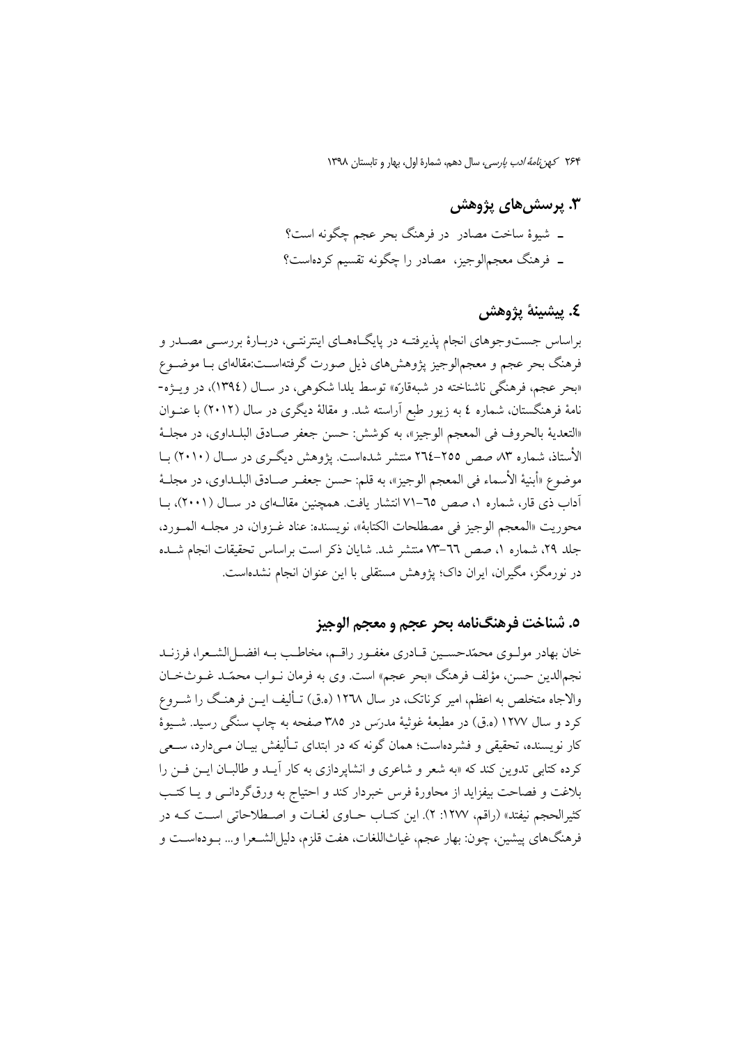## ۳. پرسش‌های پژوهش

ـ شیوهٔ ساخت مصادر در فرهنگ بحر عجم چگونه است؟

ـ فرهنگ معجم‌الوجیز، مصادر را چگونه تقسیم کرده‌است؟

## ٤. پیشینهٔ پژوهش

براساس جست‌وجوهای انجام پذیرفته در پایگاه‌های اینترنتی، دربارهٔ بررسی مصدر و فرهنگ بحر عجم و معجم‌الوجیز پژوهش‌های ذیل صورت گرفته‌است:مقاله‌ای با موضوع «بحر عجم، فرهنگی ناشناخته در شبه‌قارّه» توسط یلدا شکوهی، در سال (١٣٩٤)، در ویژه‌نامهٔ فرهنگستان، شماره ٤ به زیور طبع آراسته شد. و مقالهٔ دیگری در سال (٢٠١٢) با عنوان «التعدیة بالحروف فی المعجم الوجیز»، به کوشش: حسن جعفر صادق البلداوی، در مجلهٔ الأستاذ، شماره ٨٣، صص ٢٥٥-٢٦٤ منتشر شده‌است. پژوهش دیگری در سال (٢٠١٠) با موضوع «أبنیة الأسماء فی المعجم الوجیز»، به قلم: حسن جعفر صادق البلداوی، در مجلهٔ آداب ذی قار، شماره ١، صص ٦٥-٧١ انتشار یافت. همچنین مقاله‌ای در سال (٢٠٠١)، با محوریت «المعجم الوجیز فی مصطلحات الکتابة»، نویسنده: عناد غزوان، در مجله المورد، جلد ٢٩، شماره ١، صص ٦٦-٧٣ منتشر شد. شایان ذکر است براساس تحقیقات انجام شده در نورمگز، مگیران، ایران داک؛ پژوهش مستقلی با این عنوان انجام نشده‌است.

## ٥. شناخت فرهنگ‌نامه بحر عجم و معجم الوجیز

خان بهادر مولوی محمّدحسین قادری مغفور راقم، مخاطب به افضل‌الشعرا، فرزند نجم‌الدین حسن، مؤلف فرهنگ «بحر عجم» است. وی به فرمان نواب محمّد غوث‌خان والاجاه متخلص به اعظم، امیر کرناتک، در سال ١٢٦٨ (ه.ق) تألیف این فرهنگ را شروع کرد و سال ١٢٧٧ (ه.ق) در مطبعهٔ غوثیهٔ مدرَس در ٣٨٥ صفحه به چاپ سنگی رسید. شیوهٔ کار نویسنده، تحقیقی و فشرده‌است؛ همان گونه که در ابتدای تألیفش بیان می‌دارد، سعی کرده کتابی تدوین کند که «به شعر و شاعری و انشاپردازی به کار آید و طالبان این فن را بلاغت و فصاحت بیفزاید از محاورهٔ فرس خبردار کند و احتیاج به ورق‌گردانی و یا کتب کثیرالحجم نیفتد» (راقم، ١٢٧٧: ٢). این کتاب حاوی لغات و اصطلاحاتی است که در فرهنگ‌های پیشین، چون: بهار عجم، غیاث‌اللغات، هفت قلزم، دلیل‌الشعرا و... بوده‌است و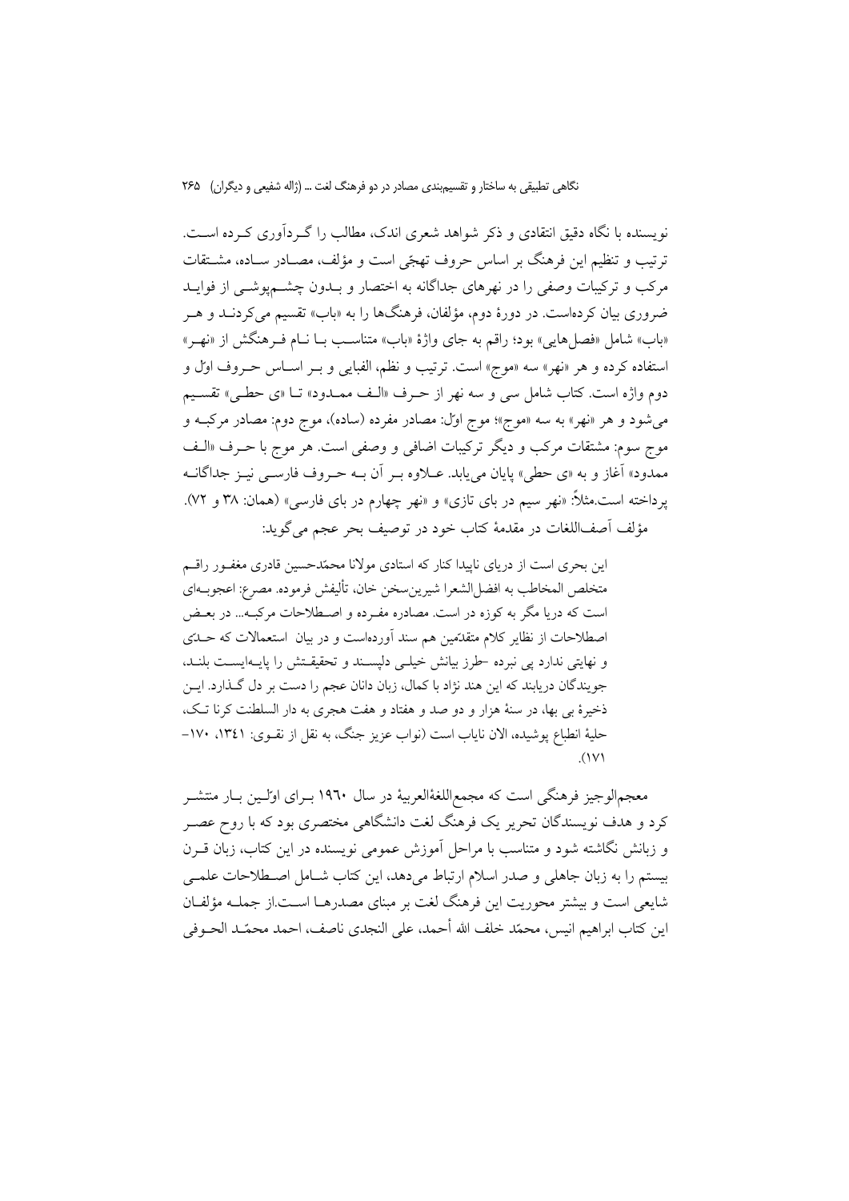نویسنده با نگاه دقیق انتقادی و ذکر شواهد شعری اندک، مطالب را گردآوری کرده است. ترتیب و تنظیم این فرهنگ بر اساس حروف تهجّی است و مؤلف، مصادر ساده، مشتقات مرکب و ترکیبات وصفی را در نهرهای جداگانه به اختصار و بدون چشم‌پوشی از فواید ضروری بیان کرده‌است. در دورهٔ دوم، مؤلفان، فرهنگ‌ها را به «باب» تقسیم می‌کردند و هر «باب» شامل «فصل‌هایی» بود؛ راقم به جای واژهٔ «باب» متناسب با نام فرهنگش از «نهر» استفاده کرده و هر «نهر» سه «موج» است. ترتیب و نظم، الفبایی و بر اساس حروف اوّل و دوم واژه است. کتاب شامل سی و سه نهر از حرف «الف ممدود» تا «ی حطی» تقسیم می‌شود و هر «نهر» به سه «موج»؛ موج اوّل: مصادر مفرده (ساده)، موج دوم: مصادر مرکبه و موج سوم: مشتقات مرکب و دیگر ترکیبات اضافی و وصفی است. هر موج با حرف «الف ممدود» آغاز و به «ی حطی» پایان می‌یابد. علاوه بر آن به حروف فارسی نیز جداگانه پرداخته است.مثلاً: «نهر سیم در بای تازی» و «نهر چهارم در بای فارسی» (همان: ۳۸ و ۷۲).

مؤلف آصف‌اللغات در مقدمهٔ کتاب خود در توصیف بحر عجم می‌گوید:

> این بحری است از دریای ناپیدا کنار که استادی مولانا محمّدحسین قادری مغفور راقم متخلص المخاطب به افضل‌الشعرا شیرین‌سخن خان، تألیفش فرموده. مصرع: اعجوبه‌ای است که دریا مگر به کوزه در است. مصادره مفرده و اصطلاحات مرکبه... در بعض اصطلاحات از نظایر کلام متقدّمین هم سند آورده‌است و در بیان استعمالات که حدّی و نهایتی ندارد پی نبرده –طرز بیانش خیلی دلپسند و تحقیقتش را پایه‌ایست بلند، جویندگان دریابند که این هند نژاد با کمال، زبان دانان عجم را دست بر دل گذارد. این ذخیرهٔ بی بها، در سنهٔ هزار و دو صد و هفتاد و هفت هجری به دار السلطنت کرنا تک، حلیهٔ انطباع پوشیده، الان نایاب است (نواب عزیز جنگ، به نقل از نقوی: ۱۳۴۱، ۱۷۰–۱۷۱).

معجم‌الوجیز فرهنگی است که مجمع‌اللغهٔ‌العربیهٔ در سال ۱۹۶۰ برای اولین بار منتشر کرد و هدف نویسندگان تحریر یک فرهنگ لغت دانشگاهی مختصری بود که با روح عصر و زبانش نگاشته شود و متناسب با مراحل آموزش عمومی نویسنده در این کتاب، زبان قرن بیستم را به زبان جاهلی و صدر اسلام ارتباط می‌دهد، این کتاب شامل اصطلاحات علمی شایعی است و بیشتر محوریت این فرهنگ لغت بر مبنای مصدرها است.از جمله مؤلفان این کتاب ابراهیم انیس، محمّد خلف الله أحمد، علی النجدی ناصف، احمد محمّد الحوفی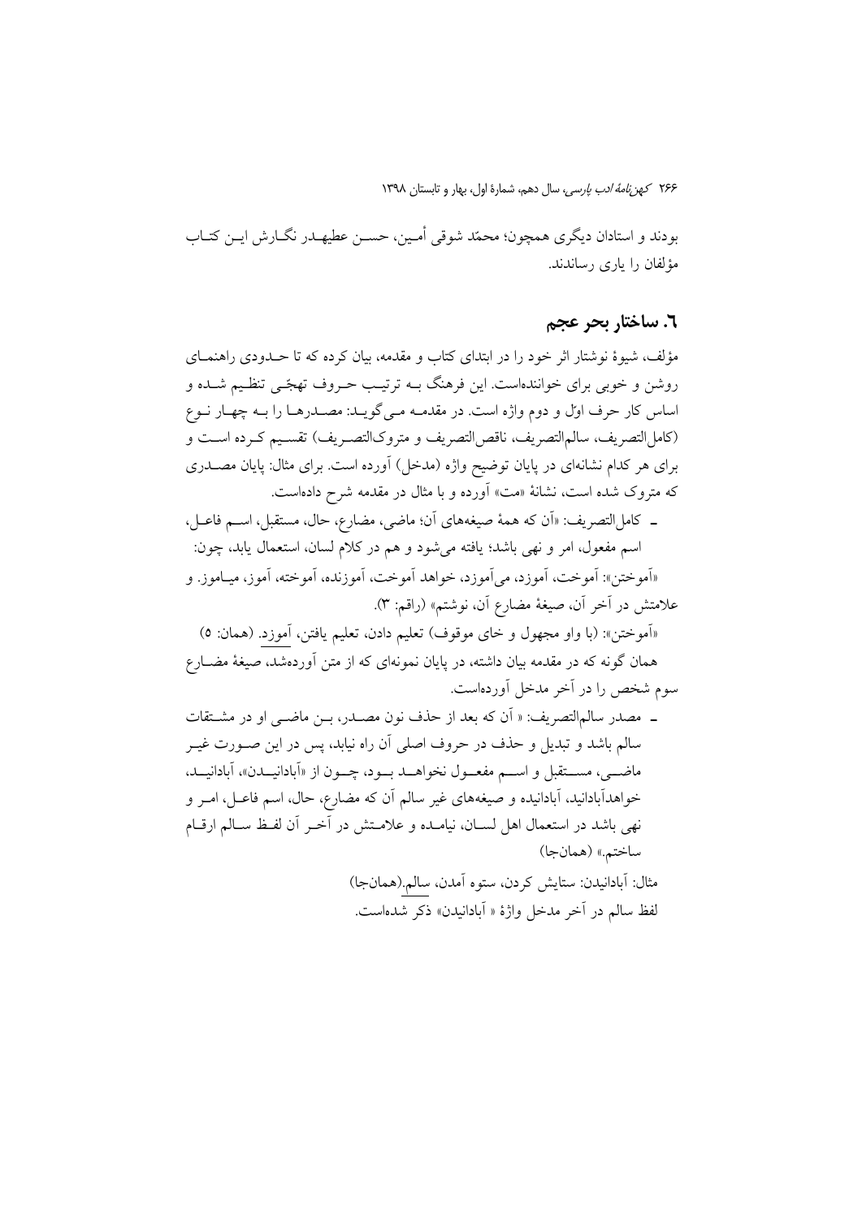بودند و استادان دیگری همچون؛ محمّد شوقی اُمین، حسن عطیهدر نگارش این کتاب مؤلفان را یاری رساندند.

## ٦. ساختار بحر عجم

مؤلف، شیوهٔ نوشتار اثر خود را در ابتدای کتاب و مقدمه، بیان کرده که تا حدودی راهنمای روشن و خوبی برای خوانندهاست. این فرهنگ به ترتیب حروف تهجّی تنظیم شده و اساس کار حرف اوّل و دوم واژه است. در مقدمه می‌گوید: مصدرها را به چهار نوع (کامل‌التصریف، سالم‌التصریف، ناقص‌التصریف و متروک‌التصریف) تقسیم کرده است و برای هر کدام نشانه‌ای در پایان توضیح واژه (مدخل) آورده است. برای مثال: پایان مصدری که متروک شده است، نشانهٔ «مت» آورده و با مثال در مقدمه شرح داده‌است.

- کامل‌التصریف: «آن که همهٔ صیغه‌های آن؛ ماضی، مضارع، حال، مستقبل، اسم فاعل، اسم مفعول، امر و نهی باشد؛ یافته می‌شود و هم در کلام لسان، استعمال یابد، چون: «آموختن»: آموخت، آموزد، می‌آموزد، خواهد آموخت، آموزنده، آموخته، آموز، میاموز. و علامتش در آخر آن، صیغهٔ مضارع آن، نوشتم» (راقم: ۳).

  «آموختن»: (با واو مجهول و خای موقوف) تعلیم دادن، تعلیم یافتن، آموزد. (همان: ۵)

  همان گونه که در مقدمه بیان داشته، در پایان نمونه‌ای که از متن آورده‌شد، صیغهٔ مضارع سوم شخص را در آخر مدخل آورده‌است.

- مصدر سالم‌التصریف: « آن که بعد از حذف نون مصدر، بن ماضی او در مشتقات سالم باشد و تبدیل و حذف در حروف اصلی آن راه نیابد، پس در این صورت غیر ماضی، مستقبل و اسم مفعول نخواهد بود، چون از «آبادانیدن»، آبادانید، خواهدآبادانید، آبادانیده و صیغه‌های غیر سالم آن که مضارع، حال، اسم فاعل، امر و نهی باشد در استعمال اهل لسان، نیامده و علامتش در آخر آن لفظ سالم ارقام ساختم.» (همان‌جا)

  مثال: آبادانیدن: ستایش کردن، ستوه آمدن، سالم.(همان‌جا)

  لفظ سالم در آخر مدخل واژهٔ « آبادانیدن» ذکر شده‌است.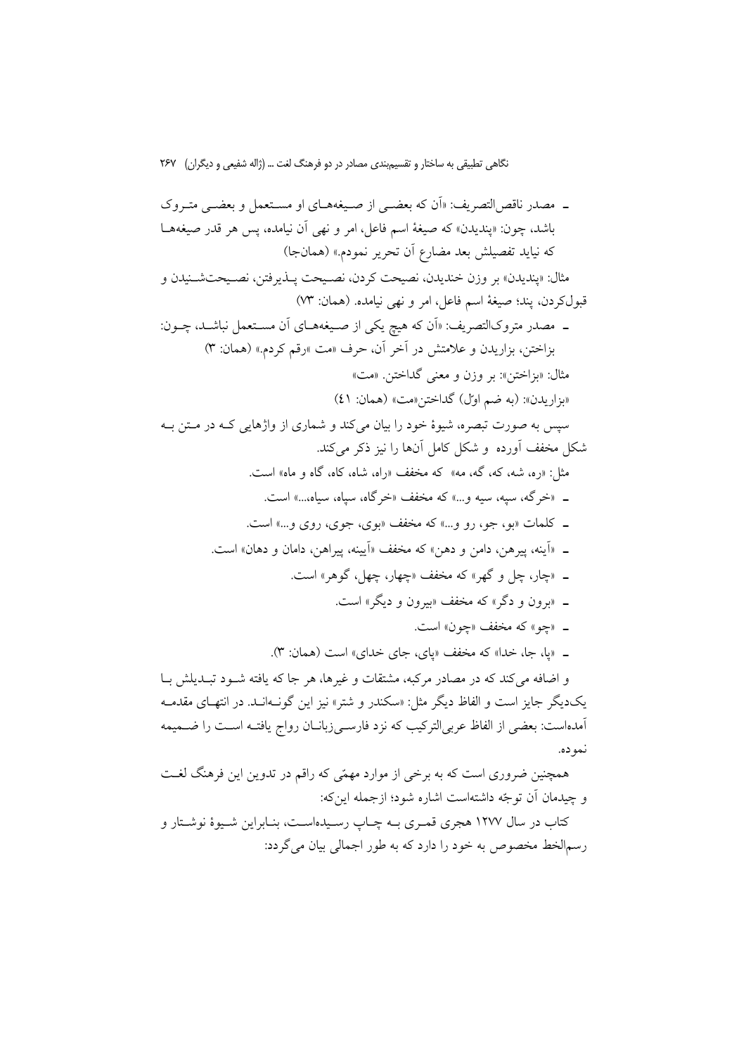- مصدر ناقص‌التصریف: «آن که بعضی از صیغه‌های او مستعمل و بعضی متروک باشد، چون: «پندیدن» که صیغهٔ اسم فاعل، امر و نهی آن نیامده، پس هر قدر صیغه‌ها که نیاید تفصیلش بعد مضارع آن تحریر نمودم.» (همان‌جا)

مثال: «پندیدن» بر وزن خندیدن، نصیحت کردن، نصیحت پذیرفتن، نصیحت‌شنیدن و قبول‌کردن، پند؛ صیغهٔ اسم فاعل، امر و نهی نیامده. (همان: ۷۳)

- مصدر متروک‌التصریف: «آن که هیچ یکی از صیغه‌های آن مستعمل نباشد، چون: بزاختن، بزاریدن و علامتش در آخر آن، حرف «مت »رقم کردم.» (همان: ۳)

مثال: «بزاختن»: بر وزن و معنی گداختن. «مت»

«بزاریدن»: (به ضم اوّل) گداختن«مت» (همان: ٤١)

سپس به صورت تبصره، شیوهٔ خود را بیان می‌کند و شماری از واژهایی که در متن به شکل مخفف آورده و شکل کامل آن‌ها را نیز ذکر می‌کند.

مثل: «ره، شه، که، گه، مه» که مخفف «راه، شاه، کاه، گاه و ماه» است.

- «خرگه، سپه، سیه و...» که مخفف «خرگاه، سپاه، سیاه،...» است.
- کلمات «بو، جو، رو و...» که مخفف «بوی، جوی، روی و...» است.
- «آینه، پیرهن، دامن و دهن» که مخفف «آیینه، پیراهن، دامان و دهان» است.
- «چار، چل و گهر» که مخفف «چهار، چهل، گوهر» است.
- «برون و دگر» که مخفف «بیرون و دیگر» است.
- «چو» که مخفف «چون» است.
- «پا، جا، خدا» که مخفف «پای، جای خدای» است (همان: ۳).

و اضافه می‌کند که در مصادر مرکبه، مشتقات و غیرها، هر جا که یافته شود تبدیلش با یک‌دیگر جایز است و الفاظ دیگر مثل: «سکندر و شتر» نیز این گونه‌اند. در انتهای مقدمه آمده‌است: بعضی از الفاظ عربی‌الترکیب که نزد فارسی‌زبانان رواج یافته است را ضمیمه نموده.

همچنین ضروری است که به برخی از موارد مهمّی که راقم در تدوین این فرهنگ لغت و چیدمان آن توجّه داشته‌است اشاره شود؛ ازجمله این‌که:

کتاب در سال ۱۲۷۷ هجری قمری به چاپ رسیده‌است، بنابراین شیوهٔ نوشتار و رسم‌الخط مخصوص به خود را دارد که به طور اجمالی بیان می‌گردد: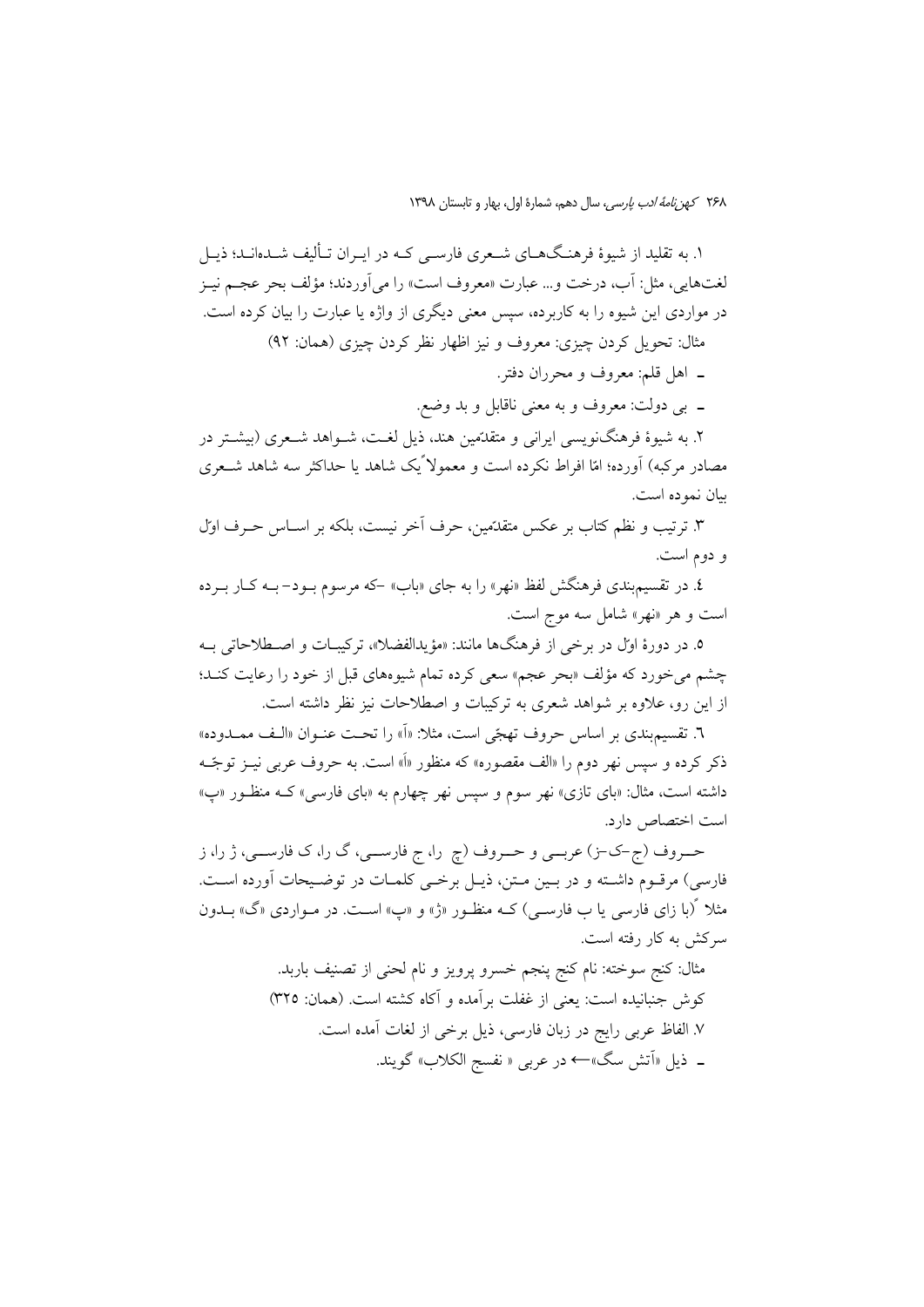۱. به تقلید از شیوهٔ فرهنگ‌های شعری فارسی که در ایران تألیف شده‌اند؛ ذیل لغت‌هایی، مثل: آب، درخت و... عبارت «معروف است» را می‌آوردند؛ مؤلف بحر عجم نیز در مواردی این شیوه را به کاربرده، سپس معنی دیگری از واژه یا عبارت را بیان کرده است.

مثال: تحویل کردن چیزی: معروف و نیز اظهار نظر کردن چیزی (همان: ۹۲)

ـ اهل قلم: معروف و محرران دفتر.

ـ بی دولت: معروف و به معنی ناقابل و بد وضع.

۲. به شیوهٔ فرهنگ‌نویسی ایرانی و متقدّمین هند، ذیل لغت، شواهد شعری (بیشتر در مصادر مرکبه) آورده؛ امّا افراط نکرده است و معمولاً یک شاهد یا حداکثر سه شاهد شعری بیان نموده است.

۳. ترتیب و نظم کتاب بر عکس متقدّمین، حرف آخر نیست، بلکه بر اساس حرف اوّل و دوم است.

٤. در تقسیم‌بندی فرهنگش لفظ «نهر» را به جای «باب» -که مرسوم بود- به کار برده است و هر «نهر» شامل سه موج است.

٥. در دورهٔ اوّل در برخی از فرهنگ‌ها مانند: «مؤیدالفضلا»، ترکیبات و اصطلاحاتی به چشم می‌خورد که مؤلف «بحر عجم» سعی کرده تمام شیوه‌های قبل از خود را رعایت کند؛ از این رو، علاوه بر شواهد شعری به ترکیبات و اصطلاحات نیز نظر داشته است.

٦. تقسیم‌بندی بر اساس حروف تهجّی است، مثلا: «آ» را تحت عنوان «الف ممدوده» ذکر کرده و سپس نهر دوم را «الف مقصوره» که منظور «اَ» است. به حروف عربی نیز توجّه داشته است، مثال: «بای تازی» نهر سوم و سپس نهر چهارم به «بای فارسی» که منظور «پ» است اختصاص دارد.

حروف (ج-ک-ز) عربی و حروف (چ را، ج فارسی، گ را، ک فارسی، ژ را، ز فارسی) مرقوم داشته و در بین متن، ذیل برخی کلمات در توضیحات آورده است. مثلاً (با زای فارسی یا ب فارسی) که منظور «ژ» و «پ» است. در مواردی «گ» بدون سرکش به کار رفته است.

مثال: کنج سوخته: نام کنج پنجم خسرو پرویز و نام لحنی از تصنیف باربد.

کوش جنبانیده است: یعنی از غفلت برآمده و آگاه کشته است. (همان: ۳۲۵)

۷. الفاظ عربی رایج در زبان فارسی، ذیل برخی از لغات آمده است.

ـ ذیل «آتش سگ»← در عربی « نفسج الکلاب» گویند.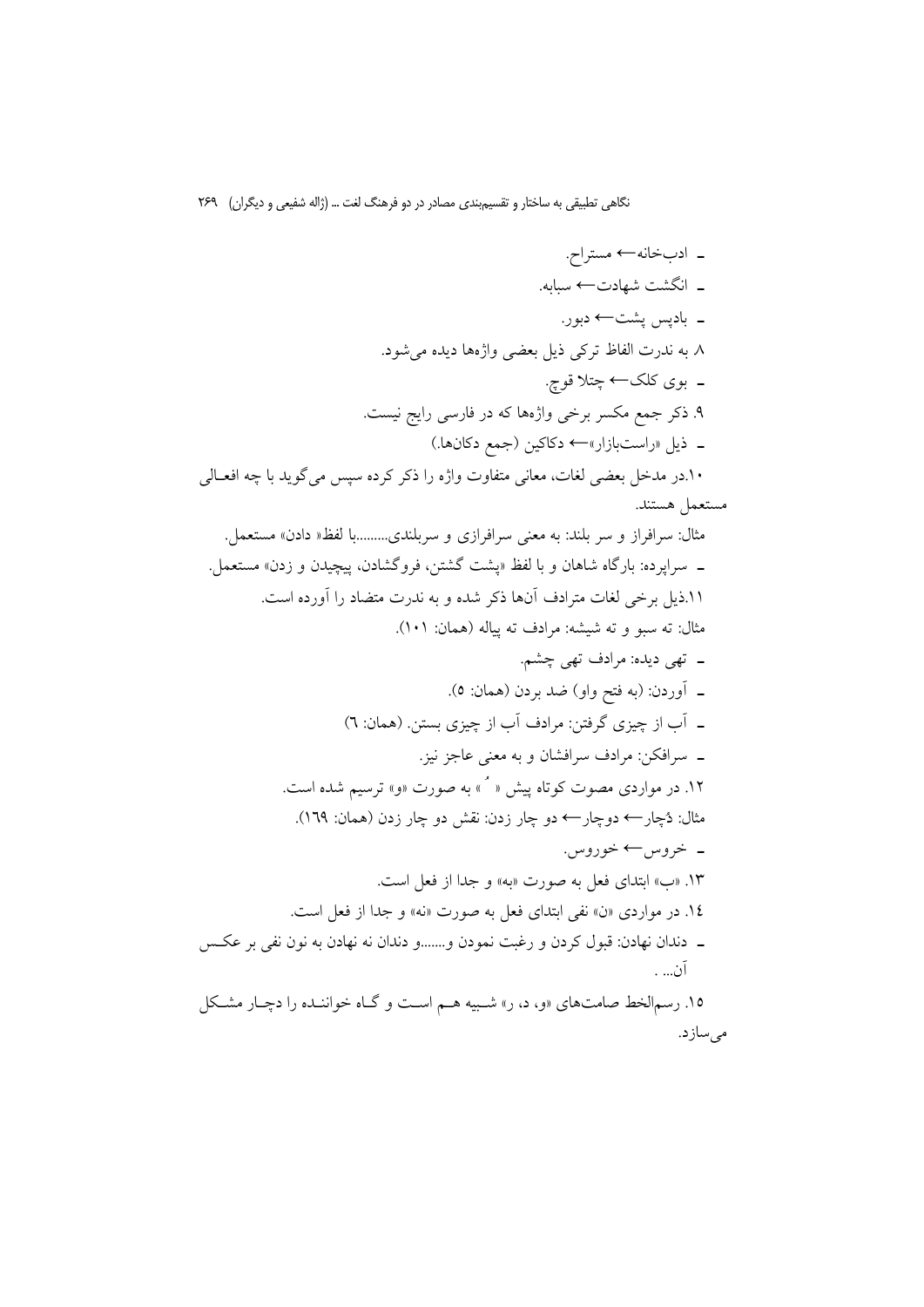- ادب‌خانه← مستراح.
- انگشت شهادت← سبابه.
- بادپس پشت← دبور.

۸ به ندرت الفاظ ترکی ذیل بعضی واژه‌ها دیده می‌شود.

- بوی کلک← چتلا قوچ.

۹. ذکر جمع مکسر برخی واژه‌ها که در فارسی رایج نیست.

- ذیل «راست‌بازار»← دکاکین (جمع دکان‌ها.)

۱۰.در مدخل بعضی لغات، معانی متفاوت واژه را ذکر کرده سپس می‌گوید با چه افعالی مستعمل هستند.

مثال: سرافراز و سر بلند: به معنی سرافرازی و سربلندی.........با لفظ« دادن» مستعمل.

- سراپرده: بارگاه شاهان و با لفظ «پشت گشتن، فروگشادن، پیچیدن و زدن» مستعمل.

۱۱.ذیل برخی لغات مترادف آن‌ها ذکر شده و به ندرت متضاد را آورده است.

مثال: ته سبو و ته شیشه: مرادف ته پیاله (همان: ۱۰۱).

- تهی دیده: مرادف تهی چشم.
- آوردن: (به فتح واو) ضد بردن (همان: ۵).
- آب از چیزی گرفتن: مرادف آب از چیزی بستن. (همان: ٦)
- سرافکن: مرادف سرافشان و به معنی عاجز نیز.

۱۲. در مواردی مصوت کوتاه پیش « ُ » به صورت «و» ترسیم شده است.

مثال: دُچار← دوچار← دو چار زدن: نقش دو چار زدن (همان: ۱٦۹).

- خروس← خوروس.

۱۳. «ب» ابتدای فعل به صورت «به» و جدا از فعل است.

۱٤. در مواردی «ن» نفی ابتدای فعل به صورت «نه» و جدا از فعل است.

- دندان نهادن: قبول کردن و رغبت نمودن و.......و دندان نه نهادن به نون نفی بر عکس آن... .

۱۵. رسم‌الخط صامت‌های «و، د، ر» شبیه هم است و گاه خواننده را دچار مشکل می‌سازد.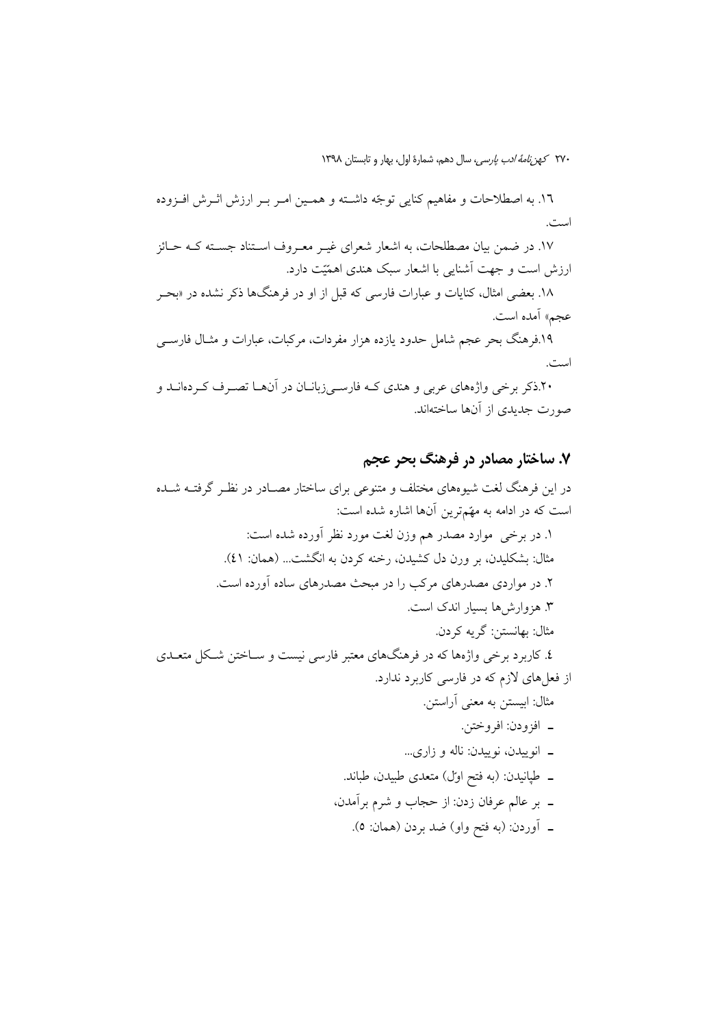۱۶. به اصطلاحات و مفاهیم کنایی توجّه داشته و همین امر بر ارزش اثرش افزوده است.

۱۷. در ضمن بیان مصطلحات، به اشعار شعرای غیر معروف استناد جسته که حائز ارزش است و جهت آشنایی با اشعار سبک هندی اهمّیّت دارد.

۱۸. بعضی امثال، کنایات و عبارات فارسی که قبل از او در فرهنگ‌ها ذکر نشده در «بحر عجم» آمده است.

۱۹.فرهنگ بحر عجم شامل حدود یازده هزار مفردات، مرکبات، عبارات و مثال فارسی است.

۲۰.ذکر برخی واژه‌های عربی و هندی که فارسی‌زبانان در آن‌ها تصرف کرده‌اند و صورت جدیدی از آن‌ها ساخته‌اند.

## ۷. ساختار مصادر در فرهنگ بحر عجم

در این فرهنگ لغت شیوه‌های مختلف و متنوعی برای ساختار مصادر در نظر گرفته شده است که در ادامه به مهّم‌ترین آن‌ها اشاره شده است:

۱. در برخی موارد مصدر هم وزن لغت مورد نظر آورده شده است:

مثال: بشکلیدن، بر ورن دل کشیدن، رخنه کردن به انگشت... (همان: ۴۱).

۲. در مواردی مصدرهای مرکب را در مبحث مصدرهای ساده آورده است.

۳. هزوارش‌ها بسیار اندک است.

مثال: بهانستن: گریه کردن.

۴. کاربرد برخی واژه‌ها که در فرهنگ‌های معتبر فارسی نیست و ساختن شکل متعدی از فعل‌های لازم که در فارسی کاربرد ندارد.

مثال: ابیستن به معنی آراستن.

- افزودن: افروختن.
- انوییدن، نوییدن: ناله و زاری...
- طپانیدن: (به فتح اوّل) متعدی طپیدن، طپاند.
- بر عالم عرفان زدن: از حجاب و شرم برآمدن،
- آوردن: (به فتح واو) ضد بردن (همان: ۵).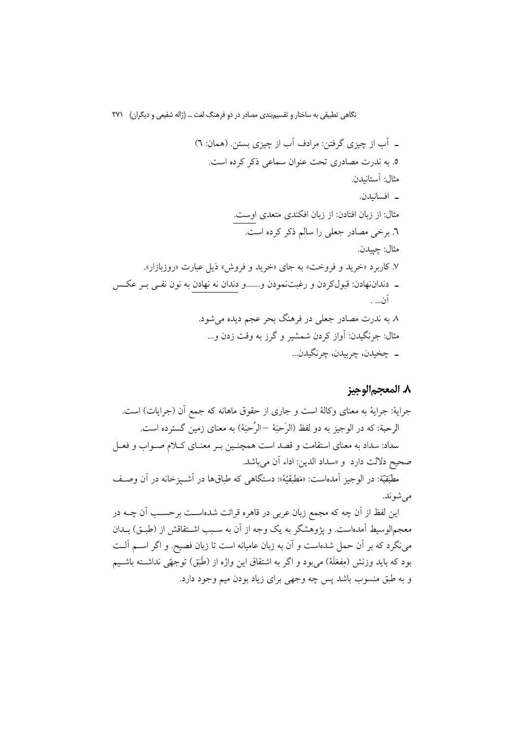ـ آب از چیزی گرفتن: مرادف آب از چیزی بستن. (همان: ٦)

٥. به ندرت مصادری تحت عنوان سماعی ذکر کرده است.

مثال: آستانیدن.

ـ افسانیدن.

مثال: از زبان افتادن: از زبان افکندی متعدی اوست.

٦. برخی مصادر جعلی را سالم ذکر کرده است.

مثال: چپیدن.

٧. کاربرد «خرید و فروخت» به جای «خرید و فروش» ذیل عبارت «روزبازار».

ـ دندان‌نهادن: قبول‌کردن و رغبت‌نمودن و......و دندان نه نهادن به نون نفی بر عکس آن... .

٨ به ندرت مصادر جعلی در فرهنگ بحر عجم دیده می‌شود.

مثال: جرنگیدن: آواز کردن شمشیر و گرز به وقت زدن و...

ـ چخیدن، چربیدن، چرنگیدن...

## ٨. المعجم‌الوجیز

جرایهٔ: جرایهٔ به معنای وکالهٔ است و جاری از حقوق ماهانه که جمع آن (جرایات) است.

الرحبة: که در الوجیز به دو لفظ (الرَحبَهْ –الرُحبَهْ) به معنای زمین گسترده است.

سداد: سداد به معنای استقامت و قصد است همچنین بر معنای کلام صواب و فعل صحیح دلالت دارد و «سداد الدین: اداء آن می‌باشد.

مطْبَقِیّة: در الوجیز آمده‌است: «مَطبقیّهْ»: دستگاهی که طباق‌ها در آشپزخانه در آن وصف می‌شوند.

این لفظ از آن چه که مجمع زبان عربی در قاهره قرائت شده‌است برحسب آن چه در معجم‌الوسیط آمده‌است. و پژوهشگر به یک وجه از آن به سبب اشتقاقش از (طبق) بدان می‌نگرد که بر آن حمل شده‌است و آن به زبان عامیانه است تا زبان فصیح. و اگر اسم آلت بود که باید وزنش (مِفعَلَهْ) می‌بود و اگر به اشتقاق این واژه از (طَبَق) توجهّی نداشته باشیم و به طبق منسوب باشد پس چه وجهی برای زیاد بودن میم وجود دارد.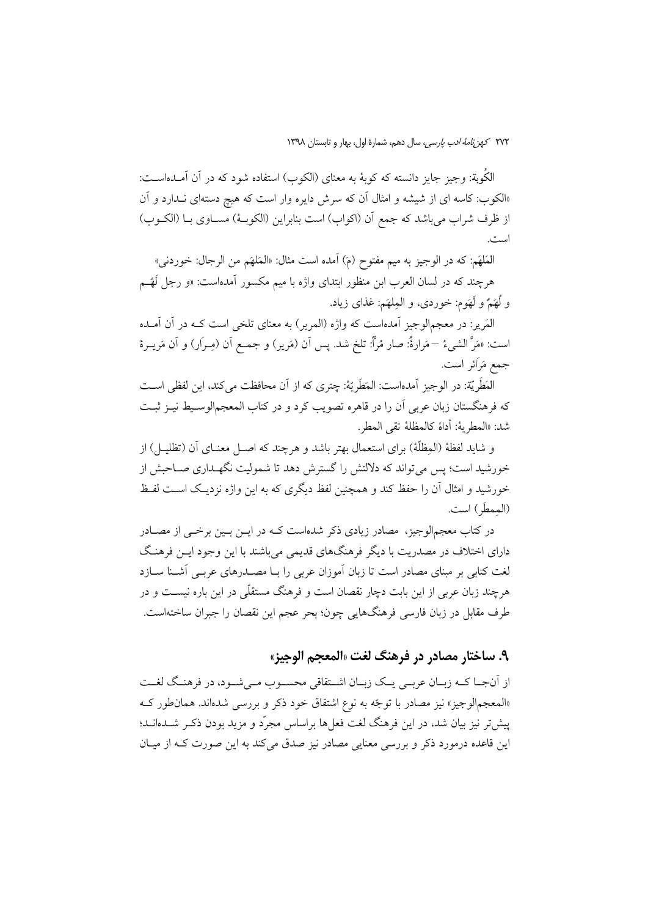الکُوبة: وجیز جایز دانسته که کوبهٔ به معنای (الکوب) استفاده شود که در آن آمـده‌اسـت: «الکوب: کاسه ای از شیشه و امثال آن که سرش دایره وار است که هیچ دسته‌ای نـدارد و آن از ظرف شراب می‌باشد که جمع آن (اکواب) است بنابراین (الکوبـهٔ) مسـاوی بـا (الکـوب) است.

المَلهَم: که در الوجیز به میم مفتوح (مَ) آمده است مثال: «المَلهَم من الرجال: خوردنی»

هرچند که در لسان العرب ابن منظور ابتدای واژه با میم مکسور آمده‌است: «و رجل لَهُـم و لُهَمٌ و لَهَوم: خوردی، و المِلهَم: غذای زیاد.

المَریر: در معجم‌الوجیز آمده‌است که واژه (المریر) به معنای تلخی است کـه در آن آمـده است: «مَرَّ الشیءُ —مَرارةً: صار مُرّاً: تلخ شد. پس آن (مَریر) و جمـع آن (مِـرَار) و آن مَریـرة جمع مَرَائر است.

المَطَریّة: در الوجیز آمده‌است: المَطَریّة: چتری که از آن محافظت می‌کند، این لفظی اسـت که فرهنگستان زبان عربی آن را در قاهره تصویب کرد و در کتاب المعجم‌الوسـیط نیـز ثبـت شد: «المطریة: أداة کالمظلة تقی المطر.

و شاید لفظهٔ (المِظلّة) برای استعمال بهتر باشد و هرچند که اصـل معنـای آن (تظلیـل) از خورشید است؛ پس می‌تواند که دلالتش را گسترش دهد تا شمولیت نگهـداری صـاحبش از خورشید و امثال آن را حفظ کند و همچنین لفظ دیگری که به این واژه نزدیـک اسـت لفـظ (المِمطَر) است.

در کتاب معجم‌الوجیز، مصادر زیادی ذکر شده‌است کـه در ایـن بـین برخـی از مصـادر دارای اختلاف در مصدریت با دیگر فرهنگ‌های قدیمی می‌باشند با این وجود ایـن فرهنـگ لغت کتابی بر مبنای مصادر است تا زبان آموزان عربی را بـا مصـدرهای عربـی آشـنا سـازد هرچند زبان عربی از این بابت دچار نقصان است و فرهنگ مستقلّی در این باره نیسـت و در طرف مقابل در زبان فارسی فرهنگ‌هایی چون؛ بحر عجم این نقصان را جبران ساخته‌است.

## ۹. ساختار مصادر در فرهنگ لغت «المعجم الوجیز»

از آن‌جـا کـه زبـان عربـی یـک زبـان اشـتقاقی محسـوب مـی‌شـود، در فرهنـگ لغـت «المعجم‌الوجیز» نیز مصادر با توجّه به نوع اشتقاق خود ذکر و بررسی شده‌اند. همان‌طور کـه پیش‌تر نیز بیان شد، در این فرهنگ لغت فعل‌ها براساس مجرّد و مزید بودن ذکـر شـده‌انـد؛ این قاعده درمورد ذکر و بررسی معنایی مصادر نیز صدق می‌کند به این صورت کـه از میـان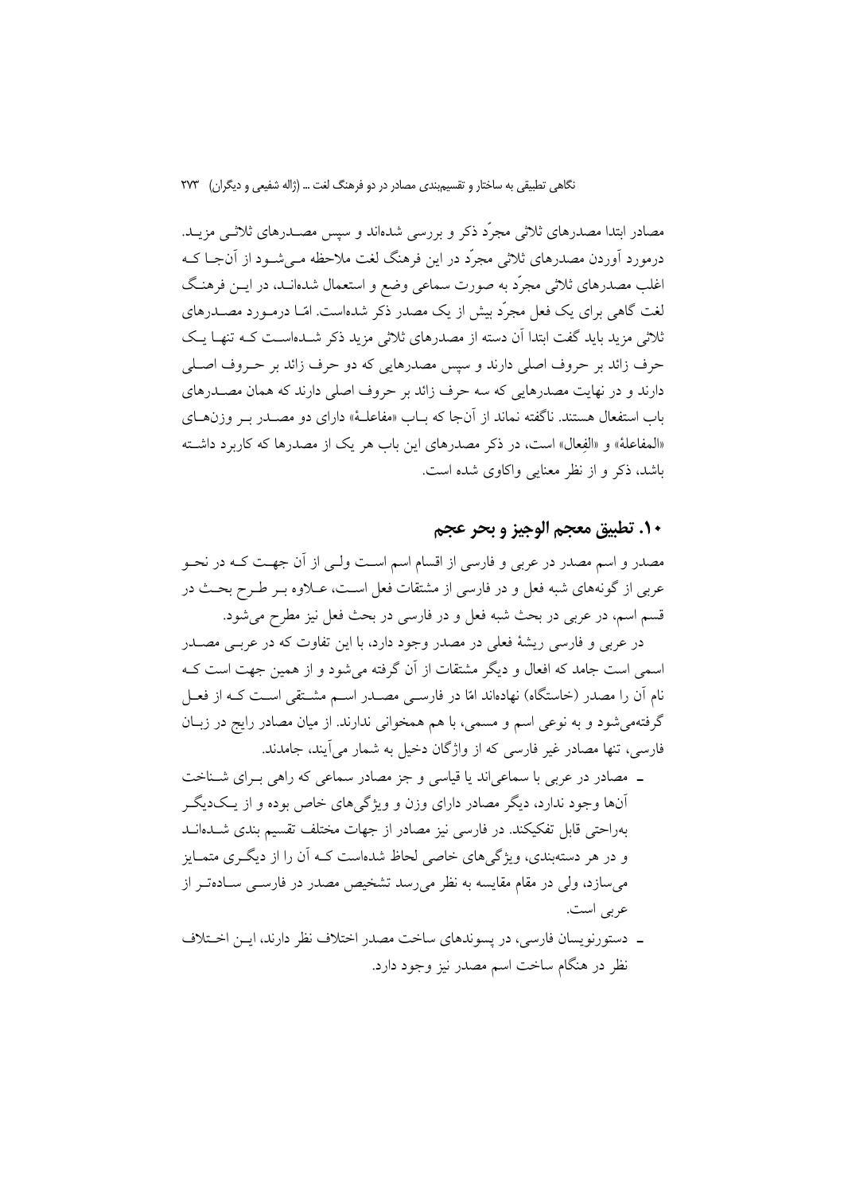مصادر ابتدا مصدرهای ثلاثی مجرّد ذکر و بررسی شده‌اند و سپس مصـدرهای ثلاثـی مزیـد. درمورد آوردن مصدرهای ثلاثی مجرّد در این فرهنگ لغت ملاحظه مـی‌شـود از آن‌جـا کـه اغلب مصدرهای ثلاثی مجرّد به صورت سماعی وضع و استعمال شده‌انـد، در ایـن فرهنـگ لغت گاهی برای یک فعل مجرّد بیش از یک مصدر ذکر شده‌است. امّـا درمـورد مصـدرهای ثلاثی مزید باید گفت ابتدا آن دسته از مصدرهای ثلاثی مزید ذکر شـده‌اسـت کـه تنهـا یـک حرف زائد بر حروف اصلی دارند و سپس مصدرهایی که دو حرف زائد بر حـروف اصـلی دارند و در نهایت مصدرهایی که سه حرف زائد بر حروف اصلی دارند که همان مصـدرهای باب استفعال هستند. ناگفته نماند از آن‌جا که بـاب «مفاعلـة» دارای دو مصـدر بـر وزن‌هـای «المفاعلة» و «الفِعال» است، در ذکر مصدرهای این باب هر یک از مصدرها که کاربرد داشـته باشد، ذکر و از نظر معنایی واکاوی شده است.

## ۱۰. تطبیق معجم الوجیز و بحر عجم

مصدر و اسم مصدر در عربی و فارسی از اقسام اسم اسـت ولـی از آن جهـت کـه در نحـو عربی از گونه‌های شبه فعل و در فارسی از مشتقات فعل اسـت، عـلاوه بـر طـرح بحـث در قسم اسم، در عربی در بحث شبه فعل و در فارسی در بحث فعل نیز مطرح می‌شود.

در عربی و فارسی ریشهٔ فعلی در مصدر وجود دارد، با این تفاوت که در عربـی مصـدر اسمی است جامد که افعال و دیگر مشتقات از آن گرفته می‌شود و از همین جهت است کـه نام آن را مصدر (خاستگاه) نهاده‌اند امّا در فارسـی مصـدر اسـم مشـتقی اسـت کـه از فعـل گرفته‌می‌شود و به نوعی اسم و مسمی، با هم همخوانی ندارند. از میان مصادر رایج در زبـان فارسی، تنها مصادر غیر فارسی که از واژگان دخیل به شمار می‌آیند، جامدند.

- مصادر در عربی یا سماعی‌اند یا قیاسی و جز مصادر سماعی که راهی بـرای شـناخت آن‌ها وجود ندارد، دیگر مصادر دارای وزن و ویژگی‌های خاص بوده و از یـک‌دیگـر به‌راحتی قابل تفکیکند. در فارسی نیز مصادر از جهات مختلف تقسیم بندی شـده‌انـد و در هر دسته‌بندی، ویژگی‌های خاصی لحاظ شده‌است کـه آن را از دیگـری متمـایز می‌سازد، ولی در مقام مقایسه به نظر می‌رسد تشخیص مصدر در فارسـی سـاده‌تـر از عربی است.
- دستورنویسان فارسی، در پسوندهای ساخت مصدر اختلاف نظر دارند، ایـن اخـتلاف نظر در هنگام ساخت اسم مصدر نیز وجود دارد.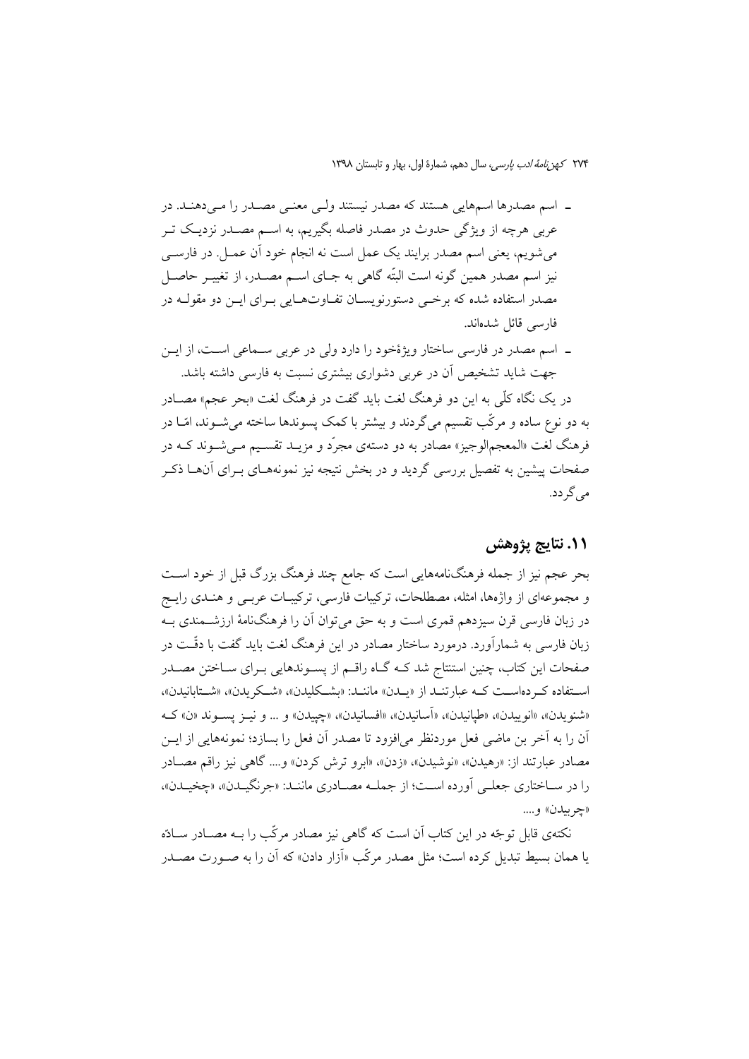- اسم مصدرها اسم‌هایی هستند که مصدر نیستند ولی معنی مصدر را می‌دهند. در عربی هرچه از ویژگی حدوث در مصدر فاصله بگیریم، به اسم مصدر نزدیک تر می‌شویم، یعنی اسم مصدر برایند یک عمل است نه انجام خود آن عمل. در فارسی نیز اسم مصدر همین گونه است البتّه گاهی به جای اسم مصدر، از تغییر حاصل مصدر استفاده شده که برخی دستورنویسان تفاوت‌هایی برای این دو مقوله در فارسی قائل شده‌اند.
- اسم مصدر در فارسی ساختار ویژهٔخود را دارد ولی در عربی سماعی است، از این جهت شاید تشخیص آن در عربی دشواری بیشتری نسبت به فارسی داشته باشد.

در یک نگاه کلّی به این دو فرهنگ لغت باید گفت در فرهنگ لغت «بحر عجم» مصادر به دو نوع ساده و مرکّب تقسیم می‌گردند و بیشتر با کمک پسوندها ساخته می‌شوند، امّا در فرهنگ لغت «المعجم‌الوجیز» مصادر به دو دسته‌ی مجرّد و مزید تقسیم می‌شوند که در صفحات پیشین به تفصیل بررسی گردید و در بخش نتیجه نیز نمونه‌های برای آن‌ها ذکر می‌گردد.

## ۱۱. نتایج پژوهش

بحر عجم نیز از جمله فرهنگ‌نامه‌هایی است که جامع چند فرهنگ بزرگ قبل از خود است و مجموعه‌ای از واژه‌ها، امثله، مصطلحات، ترکیبات فارسی، ترکیبات عربی و هندی رایج در زبان فارسی قرن سیزدهم قمری است و به حق می‌توان آن را فرهنگ‌نامهٔ ارزشمندی به زبان فارسی به شمارآورد. درمورد ساختار مصادر در این فرهنگ لغت باید گفت با دقّت در صفحات این کتاب، چنین استنتاج شد که گاه راقم از پسوندهایی برای ساختن مصدر استفاده کرده‌است که عبارتند از «یدن» مانند: «بشکلیدن»، «شکریدن»، «شتابانیدن»، «شنویدن»، «انوییدن»، «طپانیدن»، «آسانیدن»، «افسانیدن»، «چپیدن» و ... و نیز پسوند «ن» که آن را به آخر بن ماضی فعل موردنظر می‌افزود تا مصدر آن فعل را بسازد؛ نمونه‌هایی از این مصادر عبارتند از: «رهیدن»، «نوشیدن»، «زدن»، «ابرو ترش کردن» و.... گاهی نیز راقم مصادر را در ساختاری جعلی آورده است؛ از جمله مصادری مانند: «جرنگیدن»، «چخیدن»، «چربیدن» و....

نکته‌ی قابل توجّه در این کتاب آن است که گاهی نیز مصادر مرکّب را به مصادر سادهٔ یا همان بسیط تبدیل کرده است؛ مثل مصدر مرکّب «آزار دادن» که آن را به صورت مصدر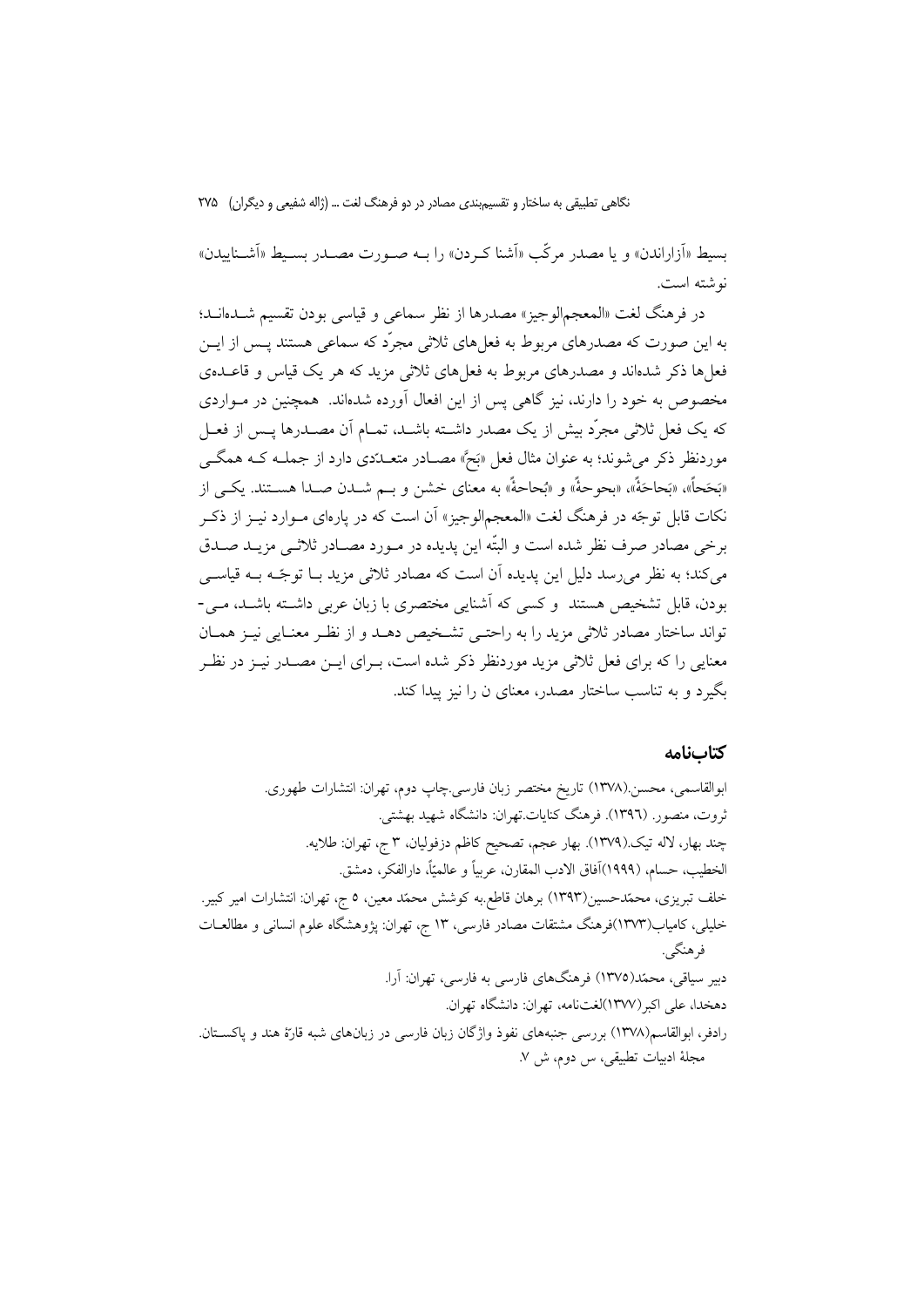بسیط «آزاراندن» و یا مصدر مرکّب «آشنا کـردن» را بـه صـورت مصـدر بسـیط «آشـناییدن» نوشته است.

در فرهنگ لغت «المعجم‌الوجیز» مصدرها از نظر سماعی و قیاسی بودن تقسیم شـده‌انـد؛ به این صورت که مصدرهای مربوط به فعل‌های ثلاثی مجرّد که سماعی هستند پـس از ایـن فعل‌ها ذکر شده‌اند و مصدرهای مربوط به فعل‌های ثلاثی مزید که هر یک قیاس و قاعـده‌ی مخصوص به خود را دارند، نیز گاهی پس از این افعال آورده شده‌اند. همچنین در مـواردی که یک فعل ثلاثی مجرّد بیش از یک مصدر داشـته باشـد، تمـام آن مصـدرها پـس از فعـل موردنظر ذکر می‌شوند؛ به عنوان مثال فعل «بَحَّ» مصـادر متعـدّدی دارد از جملـه کـه همگـی «بَحَحاً»، «بَحاحَةً»، «بحوحةً» و «بُحاحةً» به معنای خشن و بـم شـدن صـدا هسـتند. یکـی از نکات قابل توجّه در فرهنگ لغت «المعجم‌الوجیز» آن است که در پاره‌ای مـوارد نیـز از ذکـر برخی مصادر صرف نظر شده است و البتّه این پدیده در مـورد مصـادر ثلاثـی مزیـد صـدق می‌کند؛ به نظر می‌رسد دلیل این پدیده آن است که مصادر ثلاثی مزید بـا توجّـه بـه قیاسـی بودن، قابل تشخیص هستند و کسی که آشنایی مختصری با زبان عربی داشـته باشـد، مـی-تواند ساختار مصادر ثلاثی مزید را به راحتـی تشـخیص دهـد و از نظـر معنـایی نیـز همـان معنایی را که برای فعل ثلاثی مزید موردنظر ذکر شده است، بـرای ایـن مصـدر نیـز در نظـر بگیرد و به تناسب ساختار مصدر، معنای ن را نیز پیدا کند.

## کتاب‌نامه

ابوالقاسمی، محسن.(۱۳۷۸) تاریخ مختصر زبان فارسی.چاپ دوم، تهران: انتشارات طهوری.

ثروت، منصور. (۱۳۹٦). فرهنگ کنایات.تهران: دانشگاه شهید بهشتی.

چند بهار، لاله تیک.(۱۳۷۹). بهار عجم، تصحیح کاظم دزفولیان، ۳ ج، تهران: طلایه.

الخطیب، حسام، (۱۹۹۹)آفاق الادب المقارن، عربیاً و عالمیّاً، دارالفکر، دمشق.

خلف تبریزی، محمّدحسین(۱۳۹۳) برهان قاطع.به کوشش محمّد معین، ٥ ج، تهران: انتشارات امیر کبیر.

خلیلی، کامیاب(۱۳۷۳)فرهنگ مشتقات مصادر فارسی، ۱۳ ج، تهران: پژوهشگاه علوم انسانی و مطالعـات فرهنگی.

دبیر سیاقی، محمّد(۱۳۷٥) فرهنگ‌های فارسی به فارسی، تهران: آرا.

دهخدا، علی اکبر(۱۳۷۷)لغت‌نامه، تهران: دانشگاه تهران.

رادفر، ابوالقاسم(۱۳۷۸) بررسی جنبه‌های نفوذ واژگان زبان فارسی در زبان‌های شبه قارهٔ هند و پاکسـتان. مجلهٔ ادبیات تطبیقی، س دوم، ش ۷.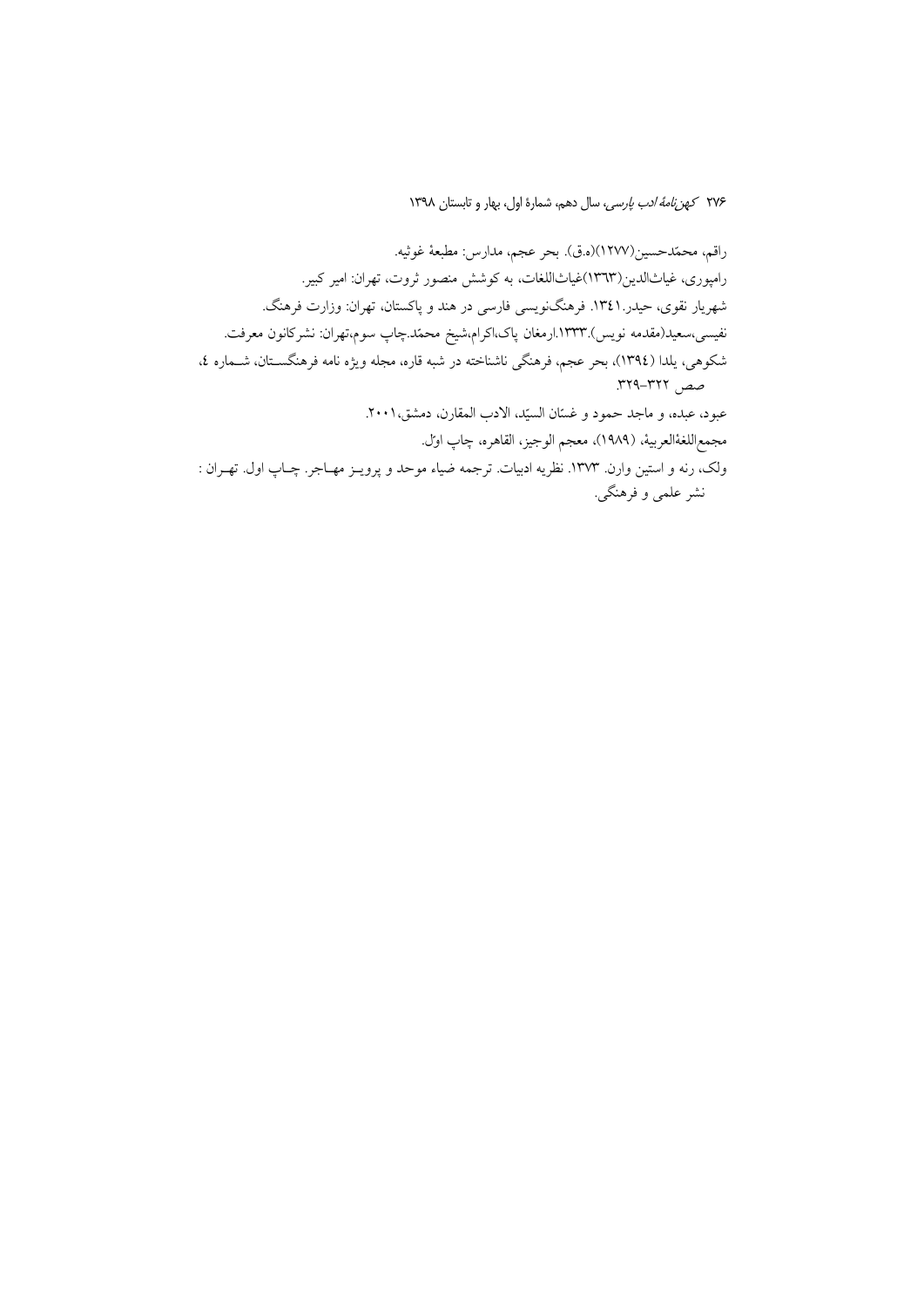راقم، محمّدحسین(۱۲۷۷)(ه.ق). بحر عجم، مدارس: مطبعهٔ غوثیه.

رامپوری، غیاث‌الدین(۱۳٦۳)غیاث‌اللغات، به کوشش منصور ثروت، تهران: امیر کبیر.

شهریار نقوی، حیدر.۱۳٤۱. فرهنگ‌نویسی فارسی در هند و پاکستان، تهران: وزارت فرهنگ.

نفیسی،سعید(مقدمه نویس).۱۳۳۳.ارمغان پاک،اکرام،شیخ محمّد.چاپ سوم،تهران: نشرکانون معرفت.

شکوهی، یلدا (۱۳۹٤)، بحر عجم، فرهنگی ناشناخته در شبه قاره، مجله ویژه نامه فرهنگستان، شماره ٤، صص ۳۲۲–۳۲۹.

عبود، عبده، و ماجد حمود و غسّان السیّد، الادب المقارن، دمشق،۲۰۰۱.

مجمع‌اللغةالعربیة، (۱۹۸۹)، معجم الوجیز، القاهره، چاپ اوّل.

ولک، رنه و استین وارن. ۱۳۷۳. نظریه ادبیات. ترجمه ضیاء موحد و پرویز مهاجر. چاپ اول. تهران : نشر علمی و فرهنگی.